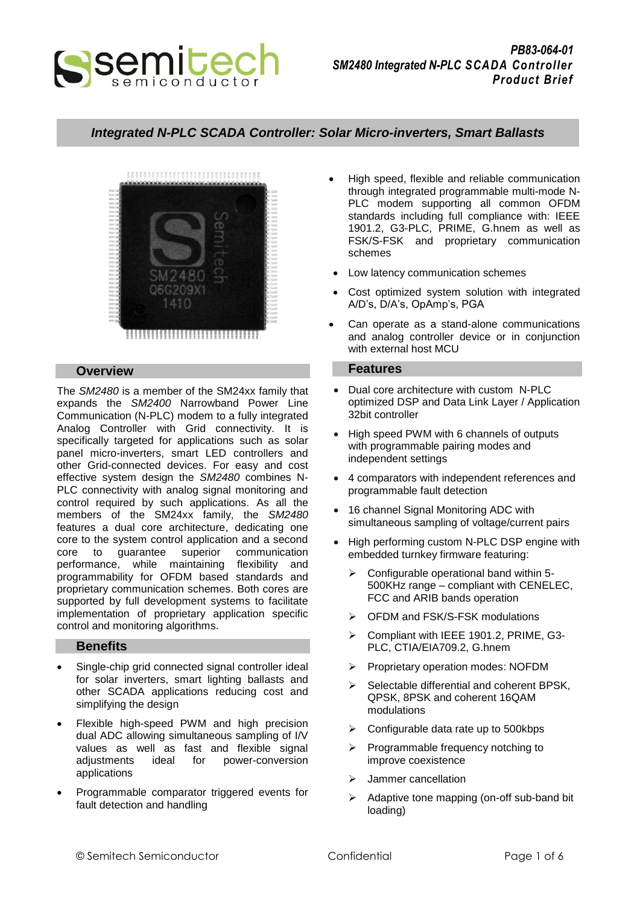# Integrated N-PLC SCADA Controller: Solar Micro-inverters, Smart Ballasts

## Overview

The *SM2480* is a member of the SM24xx family that expands the *SM2400* Narrowband Power Line Communication (N-PLC) modem to a fully integrated Analog Controller with Grid connectivity. It is specifically targeted for applications such as solar panel micro-inverters, smart LED controllers and other Grid-connected devices. For easy and cost effective system design the *SM2480* combines N-PLC connectivity with analog signal monitoring and control required by such applications. As all the members of the SM24xx family, the *SM2480* features a dual core architecture, dedicating one core to the system control application and a second core to guarantee superior communication performance, while maintaining flexibility and programmability for OFDM based standards and proprietary communication schemes. Both cores are supported by full development systems to facilitate implementation of proprietary application specific control and monitoring algorithms.

## Benefits

- Single-chip grid connected signal controller ideal for solar inverters, smart lighting ballasts and other SCADA applications reducing cost and simplifying the design
- Flexible high-speed PWM and high precision dual ADC allowing simultaneous sampling of I/V values as well as fast and flexible signal adjustments ideal for power-conversion applications
- Programmable comparator triggered events for fault detection and handling
- High speed, flexible and reliable communication through integrated programmable multi-mode N-PLC modem supporting all common OFDM standards including full compliance with: IEEE 1901.2, G3-PLC, PRIME, G.hnem as well as FSK/S-FSK and proprietary communication schemes
- Low latency communication schemes
- Cost optimized system solution with integrated A/D's, D/A's, OpAmp's, PGA
- Can operate as a stand-alone communications and analog controller device or in conjunction with external host MCU

## Features

- Dual core architecture with custom N-PLC optimized DSP and Data Link Layer / Application 32bit controller
- High speed PWM with 6 channels of outputs with programmable pairing modes and independent settings
- 4 comparators with independent references and programmable fault detection
- 16 channel Signal Monitoring ADC with simultaneous sampling of voltage/current pairs
- High performing custom N-PLC DSP engine with embedded turnkey firmware featuring:
  - Configurable operational band within 5-500KHz range – compliant with CENELEC, FCC and ARIB bands operation
  - OFDM and FSK/S-FSK modulations
  - Compliant with IEEE 1901.2, PRIME, G3-PLC, CTIA/EIA709.2, G.hnem
  - Proprietary operation modes: NOFDM
  - Selectable differential and coherent BPSK, QPSK, 8PSK and coherent 16QAM modulations
  - Configurable data rate up to 500kbps
  - Programmable frequency notching to improve coexistence
  - Jammer cancellation
  - Adaptive tone mapping (on-off sub-band bit loading)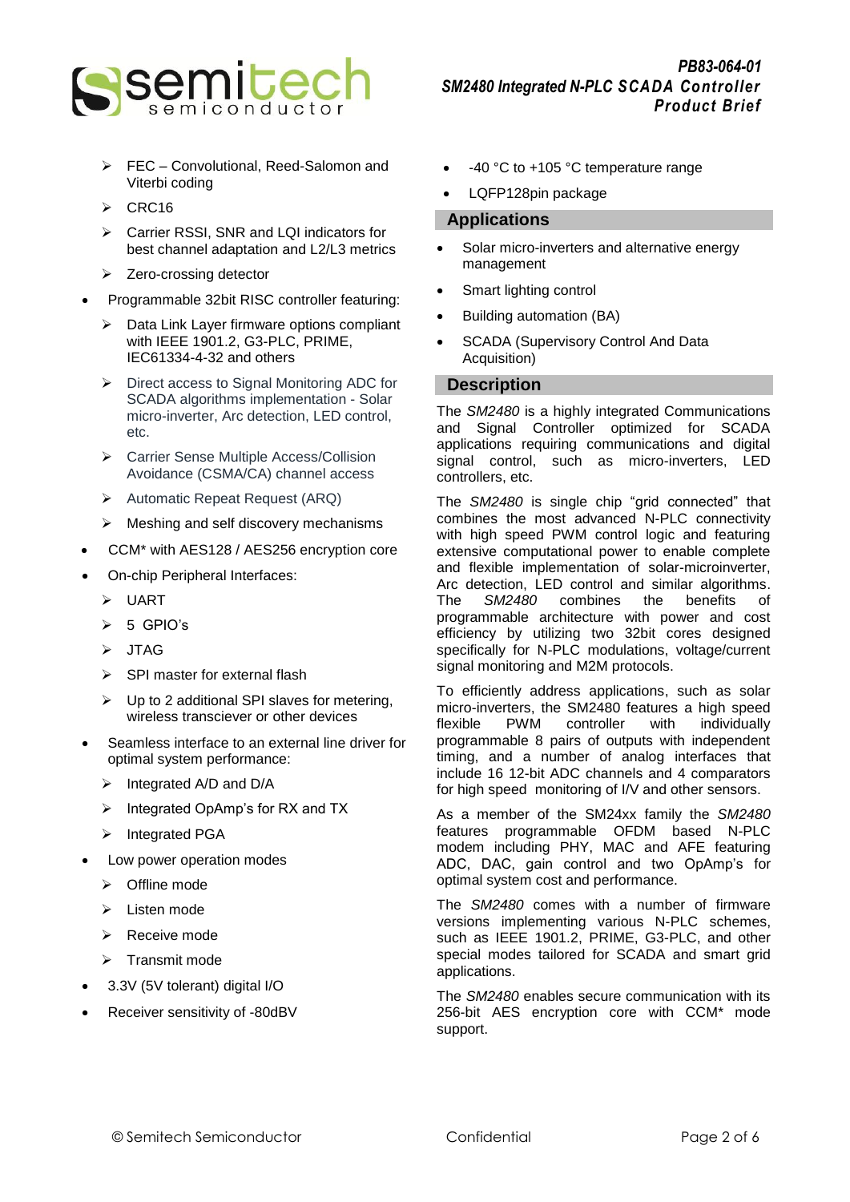- FEC – Convolutional, Reed-Salomon and Viterbi coding
  - CRC16
  - Carrier RSSI, SNR and LQI indicators for best channel adaptation and L2/L3 metrics
  - Zero-crossing detector
- Programmable 32bit RISC controller featuring:
  - Data Link Layer firmware options compliant with IEEE 1901.2, G3-PLC, PRIME, IEC61334-4-32 and others
  - Direct access to Signal Monitoring ADC for SCADA algorithms implementation - Solar micro-inverter, Arc detection, LED control, etc.
  - Carrier Sense Multiple Access/Collision Avoidance (CSMA/CA) channel access
  - Automatic Repeat Request (ARQ)
  - Meshing and self discovery mechanisms
- CCM* with AES128 / AES256 encryption core
- On-chip Peripheral Interfaces:
  - UART
  - 5 GPIO's
  - JTAG
  - SPI master for external flash
  - Up to 2 additional SPI slaves for metering, wireless transciever or other devices
- Seamless interface to an external line driver for optimal system performance:
  - Integrated A/D and D/A
  - Integrated OpAmp's for RX and TX
  - Integrated PGA
- Low power operation modes
  - Offline mode
  - Listen mode
  - Receive mode
  - Transmit mode
- 3.3V (5V tolerant) digital I/O
- Receiver sensitivity of -80dBV
- -40 °C to +105 °C temperature range
- LQFP128pin package

## Applications

- Solar micro-inverters and alternative energy management
- Smart lighting control
- Building automation (BA)
- SCADA (Supervisory Control And Data Acquisition)

## Description

The *SM2480* is a highly integrated Communications and Signal Controller optimized for SCADA applications requiring communications and digital signal control, such as micro-inverters, LED controllers, etc.

The *SM2480* is single chip "grid connected" that combines the most advanced N-PLC connectivity with high speed PWM control logic and featuring extensive computational power to enable complete and flexible implementation of solar-microinverter, Arc detection, LED control and similar algorithms. The *SM2480* combines the benefits of programmable architecture with power and cost efficiency by utilizing two 32bit cores designed specifically for N-PLC modulations, voltage/current signal monitoring and M2M protocols.

To efficiently address applications, such as solar micro-inverters, the SM2480 features a high speed flexible PWM controller with individually programmable 8 pairs of outputs with independent timing, and a number of analog interfaces that include 16 12-bit ADC channels and 4 comparators for high speed monitoring of I/V and other sensors.

As a member of the SM24xx family the *SM2480* features programmable OFDM based N-PLC modem including PHY, MAC and AFE featuring ADC, DAC, gain control and two OpAmp's for optimal system cost and performance.

The *SM2480* comes with a number of firmware versions implementing various N-PLC schemes, such as IEEE 1901.2, PRIME, G3-PLC, and other special modes tailored for SCADA and smart grid applications.

The *SM2480* enables secure communication with its 256-bit AES encryption core with CCM* mode support.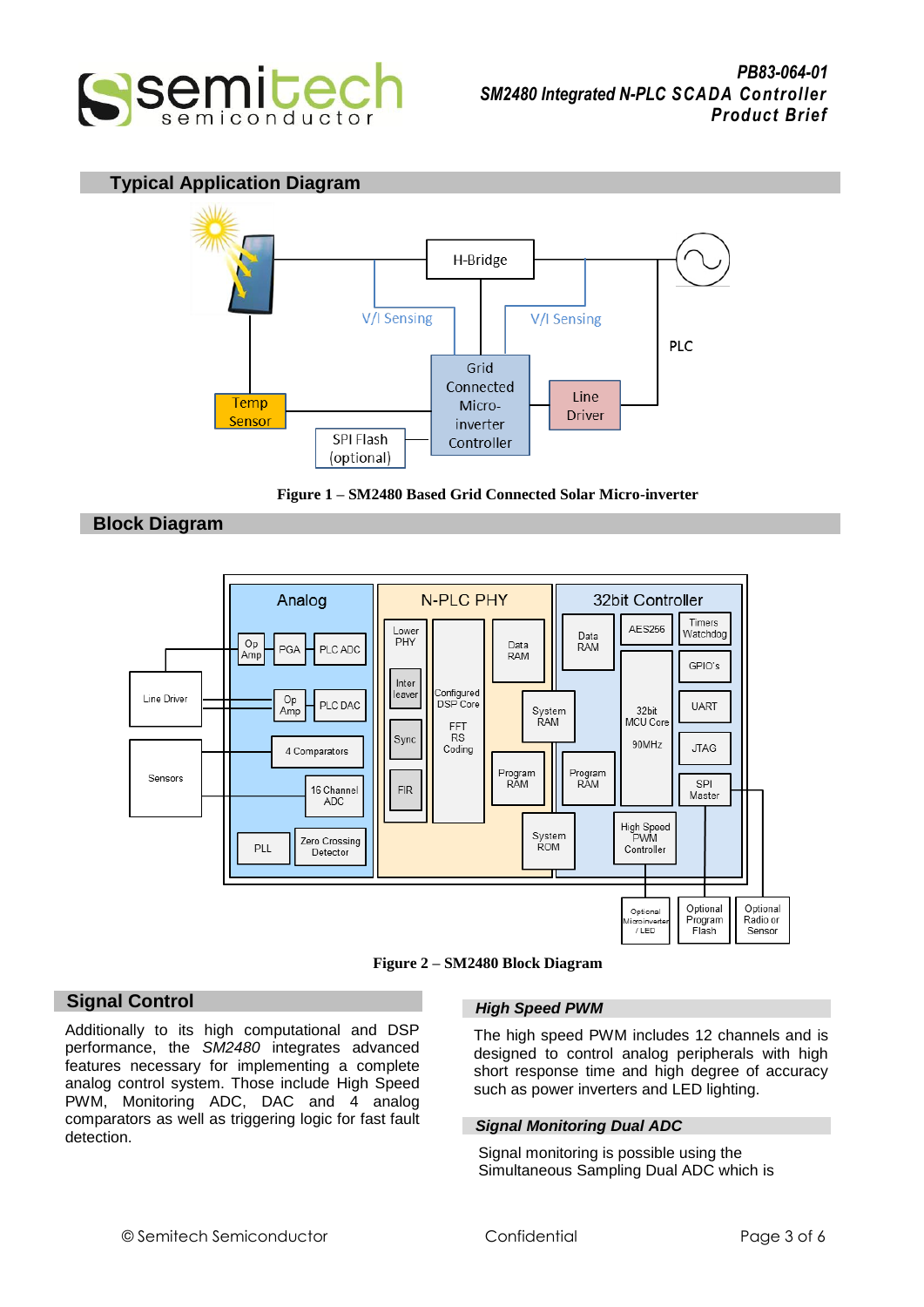## Typical Application Diagram

Figure 1 – SM2480 Based Grid Connected Solar Micro-inverter

## Block Diagram

Figure 2 – SM2480 Block Diagram

## Signal Control

Additionally to its high computational and DSP performance, the *SM2480* integrates advanced features necessary for implementing a complete analog control system. Those include High Speed PWM, Monitoring ADC, DAC and 4 analog comparators as well as triggering logic for fast fault detection.

### *High Speed PWM*

The high speed PWM includes 12 channels and is designed to control analog peripherals with high short response time and high degree of accuracy such as power inverters and LED lighting.

### *Signal Monitoring Dual ADC*

Signal monitoring is possible using the Simultaneous Sampling Dual ADC which is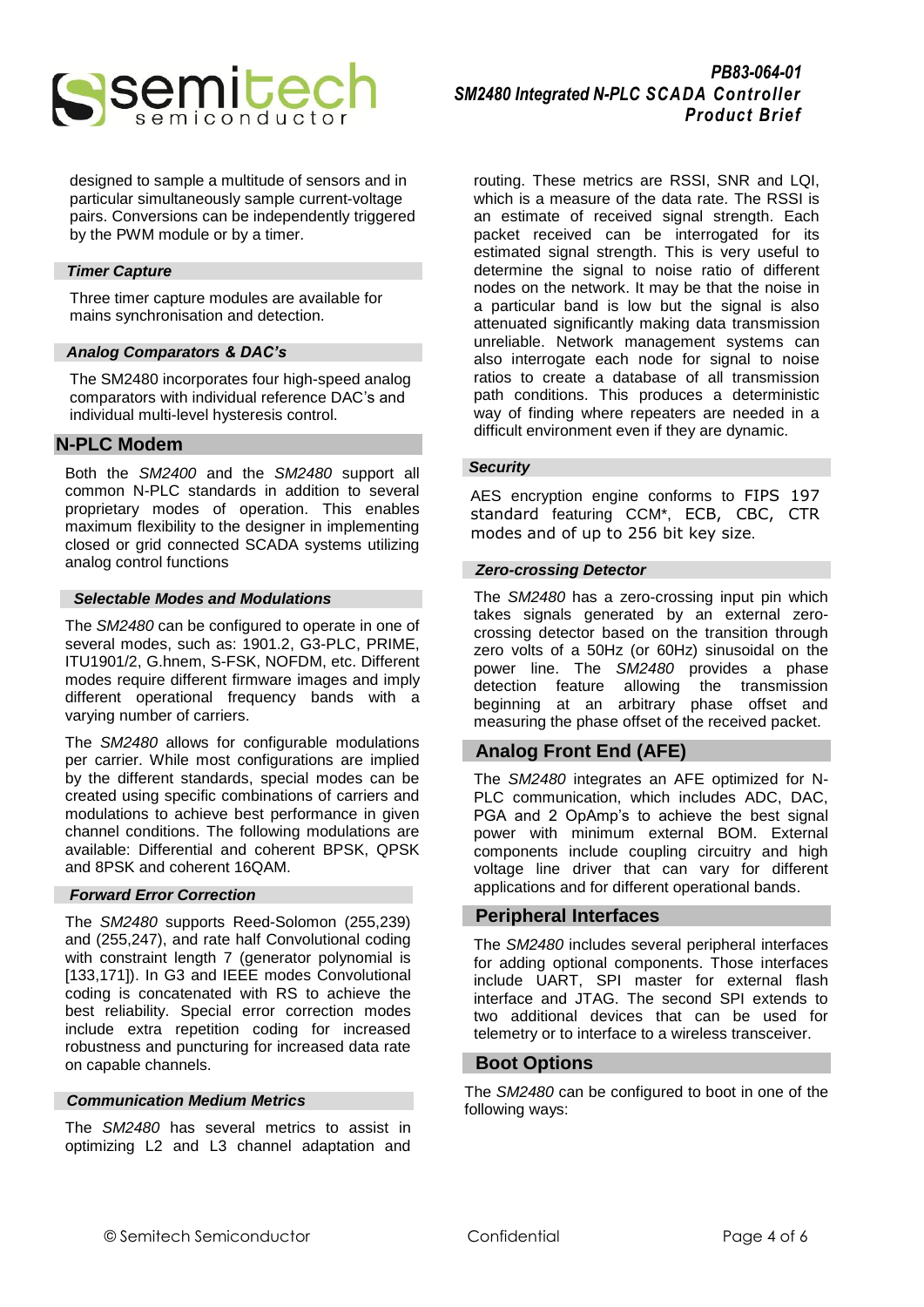designed to sample a multitude of sensors and in particular simultaneously sample current-voltage pairs. Conversions can be independently triggered by the PWM module or by a timer.

### *Timer Capture*

Three timer capture modules are available for mains synchronisation and detection.

### *Analog Comparators & DAC's*

The SM2480 incorporates four high-speed analog comparators with individual reference DAC's and individual multi-level hysteresis control.

## N-PLC Modem

Both the *SM2400* and the *SM2480* support all common N-PLC standards in addition to several proprietary modes of operation. This enables maximum flexibility to the designer in implementing closed or grid connected SCADA systems utilizing analog control functions

### *Selectable Modes and Modulations*

The *SM2480* can be configured to operate in one of several modes, such as: 1901.2, G3-PLC, PRIME, ITU1901/2, G.hnem, S-FSK, NOFDM, etc. Different modes require different firmware images and imply different operational frequency bands with a varying number of carriers.

The *SM2480* allows for configurable modulations per carrier. While most configurations are implied by the different standards, special modes can be created using specific combinations of carriers and modulations to achieve best performance in given channel conditions. The following modulations are available: Differential and coherent BPSK, QPSK and 8PSK and coherent 16QAM.

### *Forward Error Correction*

The *SM2480* supports Reed-Solomon (255,239) and (255,247), and rate half Convolutional coding with constraint length 7 (generator polynomial is [133,171]). In G3 and IEEE modes Convolutional coding is concatenated with RS to achieve the best reliability. Special error correction modes include extra repetition coding for increased robustness and puncturing for increased data rate on capable channels.

### *Communication Medium Metrics*

The *SM2480* has several metrics to assist in optimizing L2 and L3 channel adaptation and routing. These metrics are RSSI, SNR and LQI, which is a measure of the data rate. The RSSI is an estimate of received signal strength. Each packet received can be interrogated for its estimated signal strength. This is very useful to determine the signal to noise ratio of different nodes on the network. It may be that the noise in a particular band is low but the signal is also attenuated significantly making data transmission unreliable. Network management systems can also interrogate each node for signal to noise ratios to create a database of all transmission path conditions. This produces a deterministic way of finding where repeaters are needed in a difficult environment even if they are dynamic.

### *Security*

AES encryption engine conforms to FIPS 197 standard featuring CCM*, ECB, CBC, CTR modes and of up to 256 bit key size.

### *Zero-crossing Detector*

The *SM2480* has a zero-crossing input pin which takes signals generated by an external zero-crossing detector based on the transition through zero volts of a 50Hz (or 60Hz) sinusoidal on the power line. The *SM2480* provides a phase detection feature allowing the transmission beginning at an arbitrary phase offset and measuring the phase offset of the received packet.

## Analog Front End (AFE)

The *SM2480* integrates an AFE optimized for N-PLC communication, which includes ADC, DAC, PGA and 2 OpAmp's to achieve the best signal power with minimum external BOM. External components include coupling circuitry and high voltage line driver that can vary for different applications and for different operational bands.

## Peripheral Interfaces

The *SM2480* includes several peripheral interfaces for adding optional components. Those interfaces include UART, SPI master for external flash interface and JTAG. The second SPI extends to two additional devices that can be used for telemetry or to interface to a wireless transceiver.

## Boot Options

The *SM2480* can be configured to boot in one of the following ways: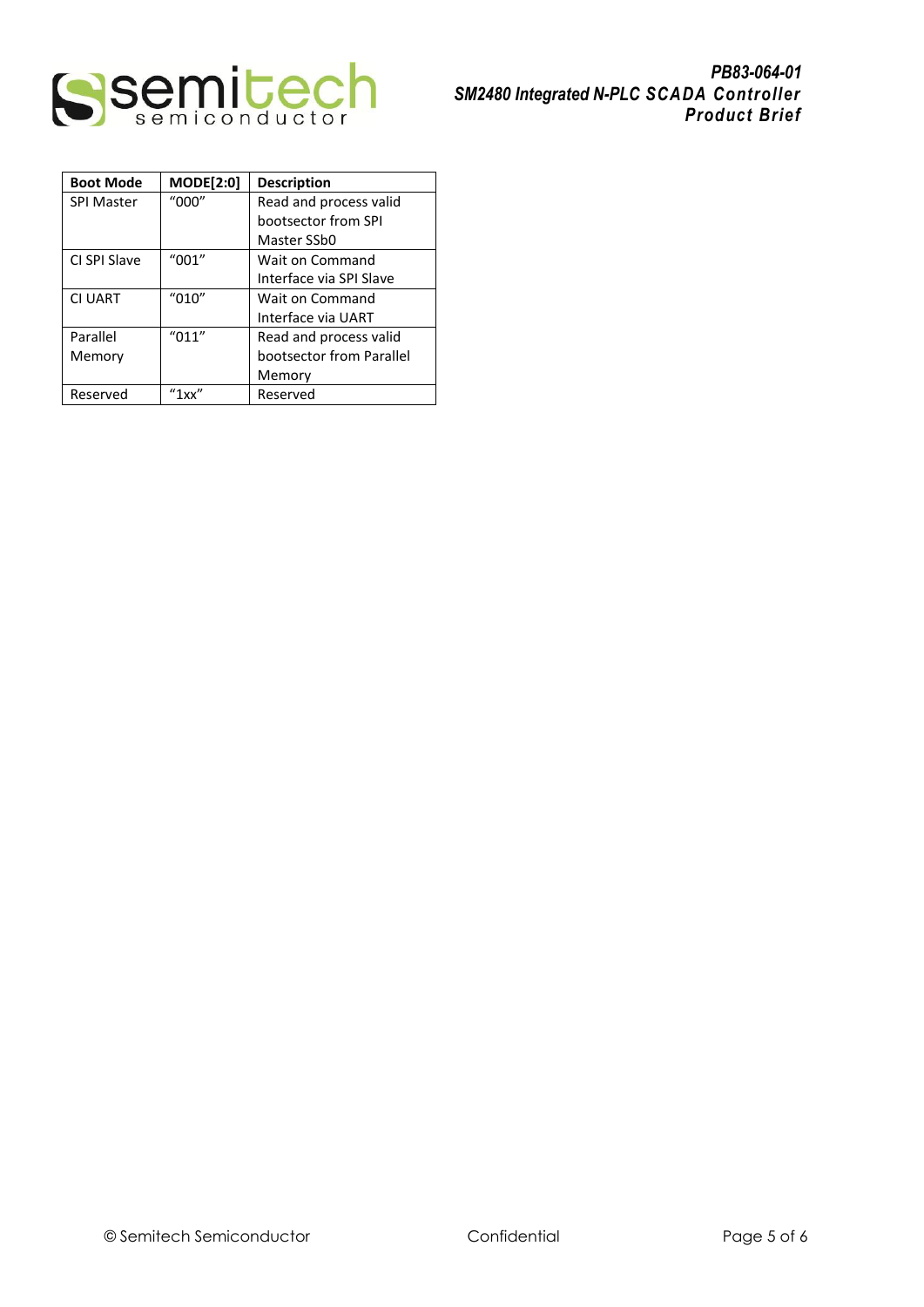| Boot Mode | MODE[2:0] | Description |
|---|---|---|
| SPI Master | "000" | Read and process valid bootsector from SPI Master SSb0 |
| CI SPI Slave | "001" | Wait on Command Interface via SPI Slave |
| CI UART | "010" | Wait on Command Interface via UART |
| Parallel Memory | "011" | Read and process valid bootsector from Parallel Memory |
| Reserved | "1xx" | Reserved |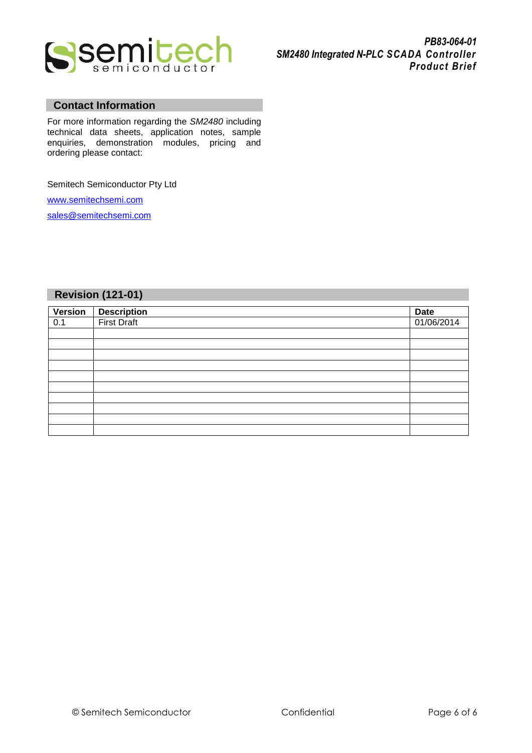## Contact Information

For more information regarding the *SM2480* including technical data sheets, application notes, sample enquiries, demonstration modules, pricing and ordering please contact:

Semitech Semiconductor Pty Ltd

www.semitechsemi.com

sales@semitechsemi.com

## Revision (121-01)

| Version | Description | Date |
|---|---|---|
| 0.1 | First Draft | 01/06/2014 |
| | | |
| | | |
| | | |
| | | |
| | | |
| | | |
| | | |
| | | |
| | | |
| | | |